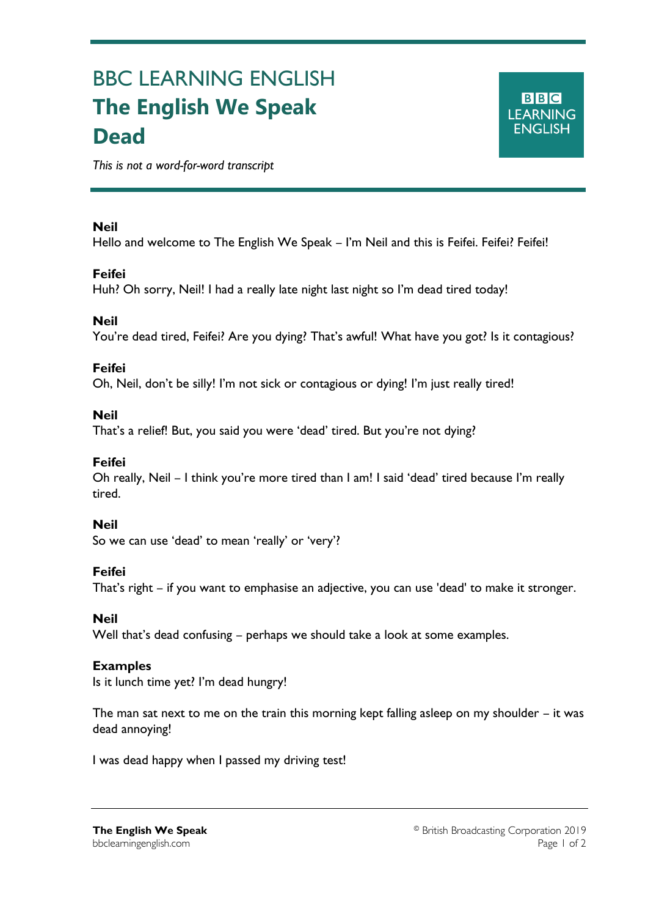# BBC LEARNING ENGLISH
# The English We Speak
# Dead

*This is not a word-for-word transcript*

**Neil**
Hello and welcome to The English We Speak – I'm Neil and this is Feifei. Feifei? Feifei!

**Feifei**
Huh? Oh sorry, Neil! I had a really late night last night so I'm dead tired today!

**Neil**
You're dead tired, Feifei? Are you dying? That's awful! What have you got? Is it contagious?

**Feifei**
Oh, Neil, don't be silly! I'm not sick or contagious or dying! I'm just really tired!

**Neil**
That's a relief! But, you said you were 'dead' tired. But you're not dying?

**Feifei**
Oh really, Neil – I think you're more tired than I am! I said 'dead' tired because I'm really tired.

**Neil**
So we can use 'dead' to mean 'really' or 'very'?

**Feifei**
That's right – if you want to emphasise an adjective, you can use 'dead' to make it stronger.

**Neil**
Well that's dead confusing – perhaps we should take a look at some examples.

**Examples**
Is it lunch time yet? I'm dead hungry!

The man sat next to me on the train this morning kept falling asleep on my shoulder – it was dead annoying!

I was dead happy when I passed my driving test!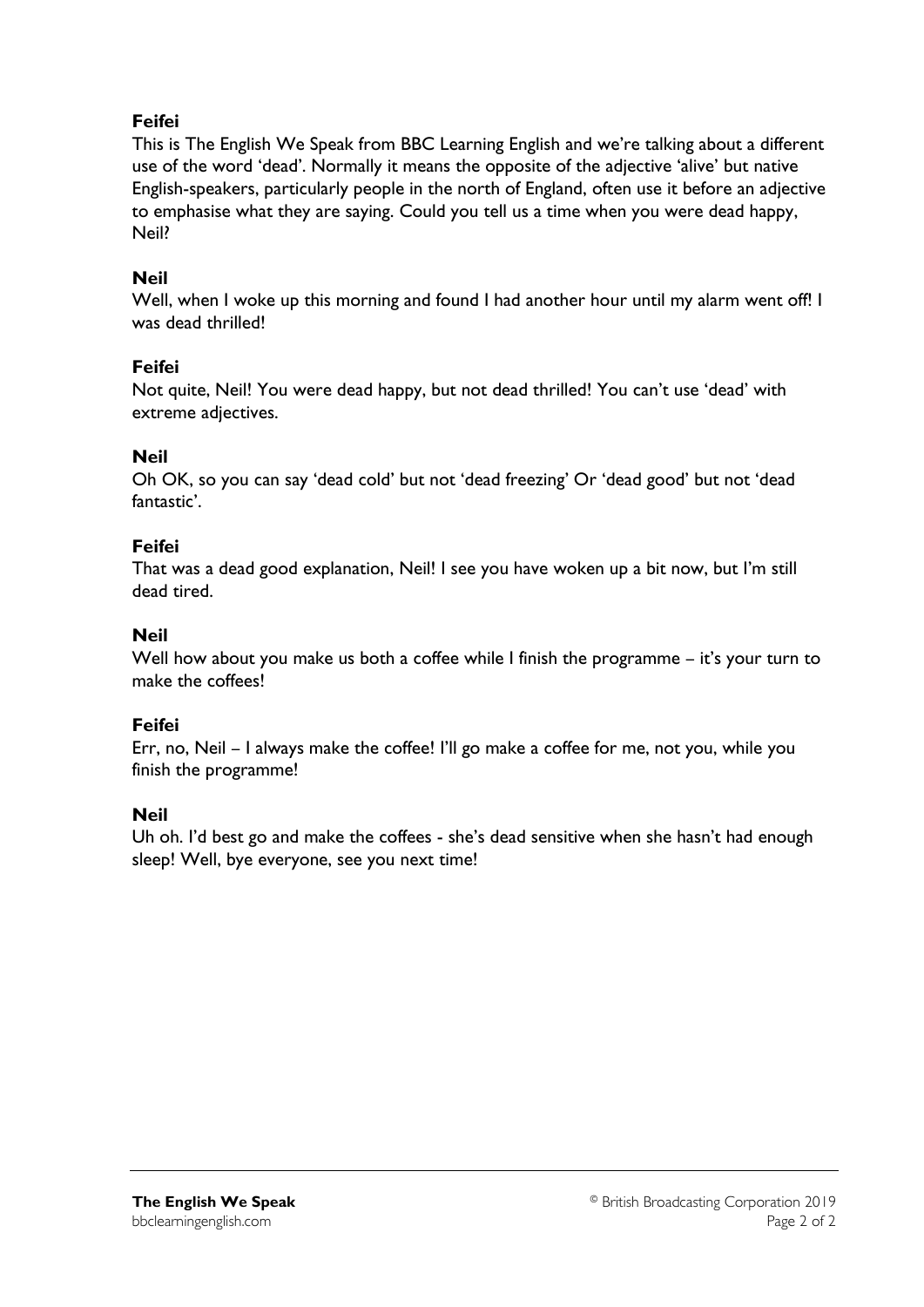**Feifei**

This is The English We Speak from BBC Learning English and we're talking about a different use of the word 'dead'. Normally it means the opposite of the adjective 'alive' but native English-speakers, particularly people in the north of England, often use it before an adjective to emphasise what they are saying. Could you tell us a time when you were dead happy, Neil?

**Neil**

Well, when I woke up this morning and found I had another hour until my alarm went off! I was dead thrilled!

**Feifei**

Not quite, Neil! You were dead happy, but not dead thrilled! You can't use 'dead' with extreme adjectives.

**Neil**

Oh OK, so you can say 'dead cold' but not 'dead freezing' Or 'dead good' but not 'dead fantastic'.

**Feifei**

That was a dead good explanation, Neil! I see you have woken up a bit now, but I'm still dead tired.

**Neil**

Well how about you make us both a coffee while I finish the programme – it's your turn to make the coffees!

**Feifei**

Err, no, Neil – I always make the coffee! I'll go make a coffee for me, not you, while you finish the programme!

**Neil**

Uh oh. I'd best go and make the coffees - she's dead sensitive when she hasn't had enough sleep! Well, bye everyone, see you next time!